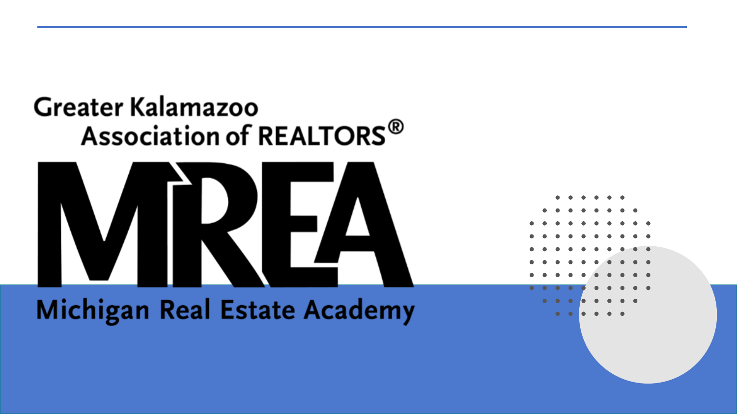Greater Kalamazoo Association of REALTORS®

# MREA

Michigan Real Estate Academy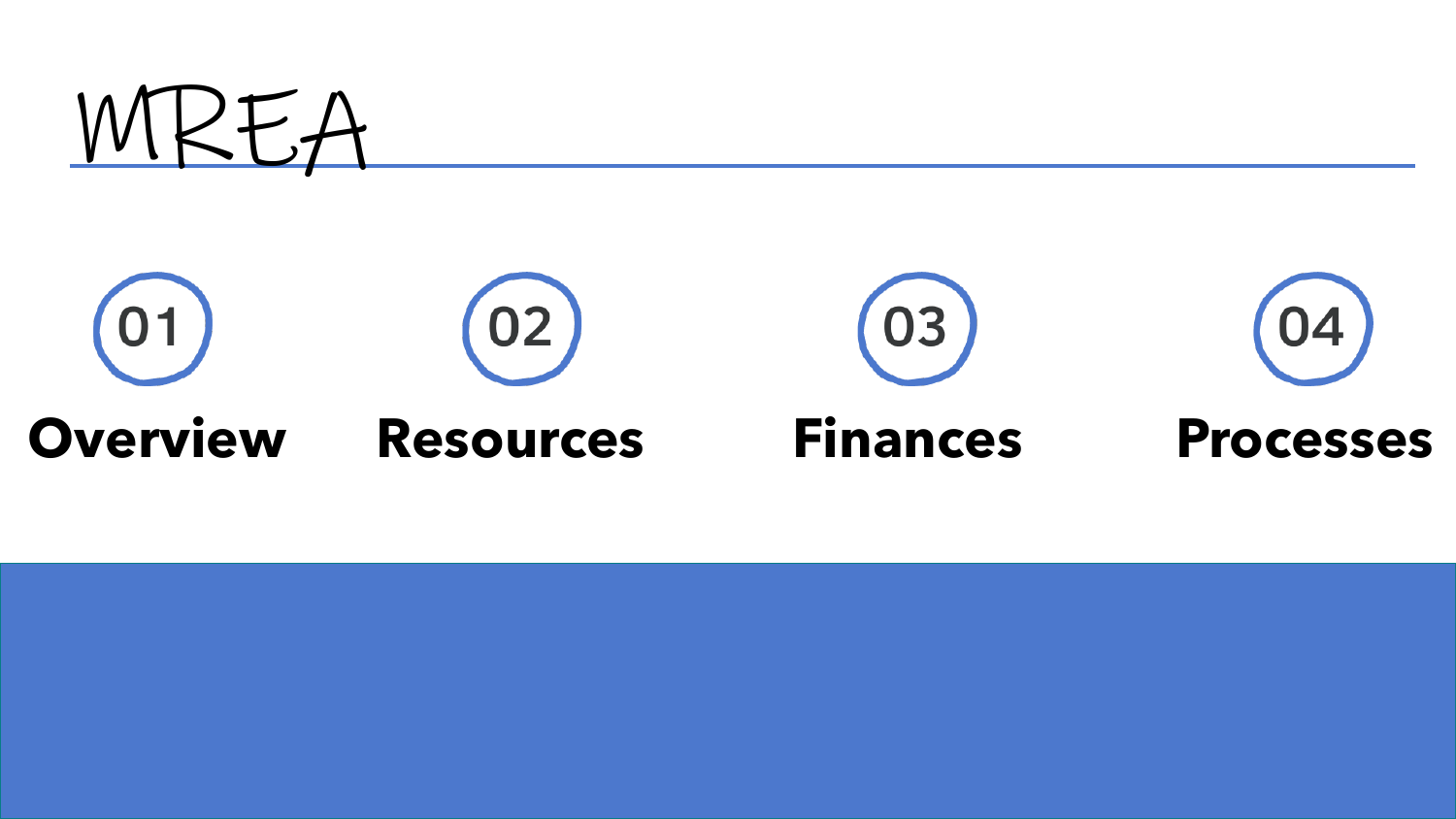# MREA

01 **Overview**

02 **Resources**

03 **Finances**

04 **Processes**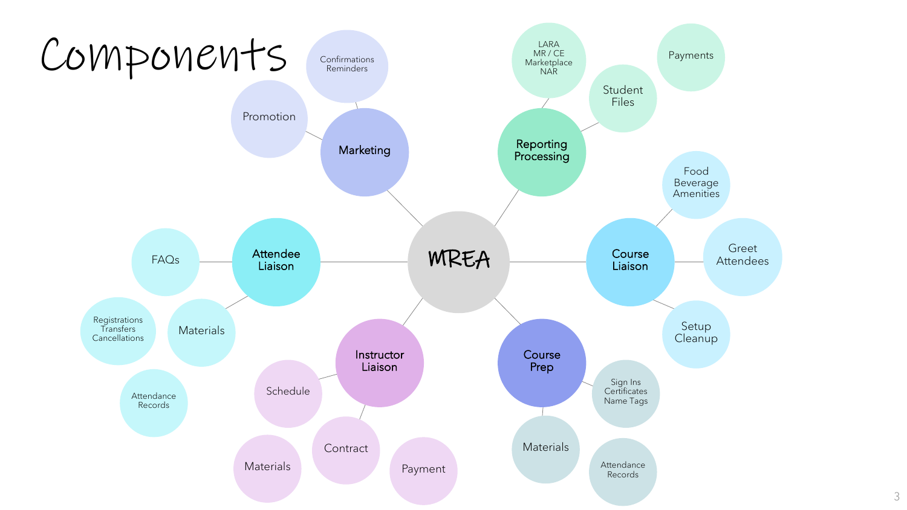# Components

## MREA

- **Marketing**
  - Promotion
  - Confirmations Reminders
- **Reporting Processing**
  - LARA MR / CE Marketplace NAR
  - Student Files
  - Payments
- **Course Liaison**
  - Food Beverage Amenities
  - Greet Attendees
  - Setup Cleanup
- **Course Prep**
  - Sign Ins Certificates Name Tags
  - Materials
  - Attendance Records
- **Instructor Liaison**
  - Schedule
  - Contract
  - Materials
  - Payment
- **Attendee Liaison**
  - FAQs
  - Materials
  - Registrations Transfers Cancellations
  - Attendance Records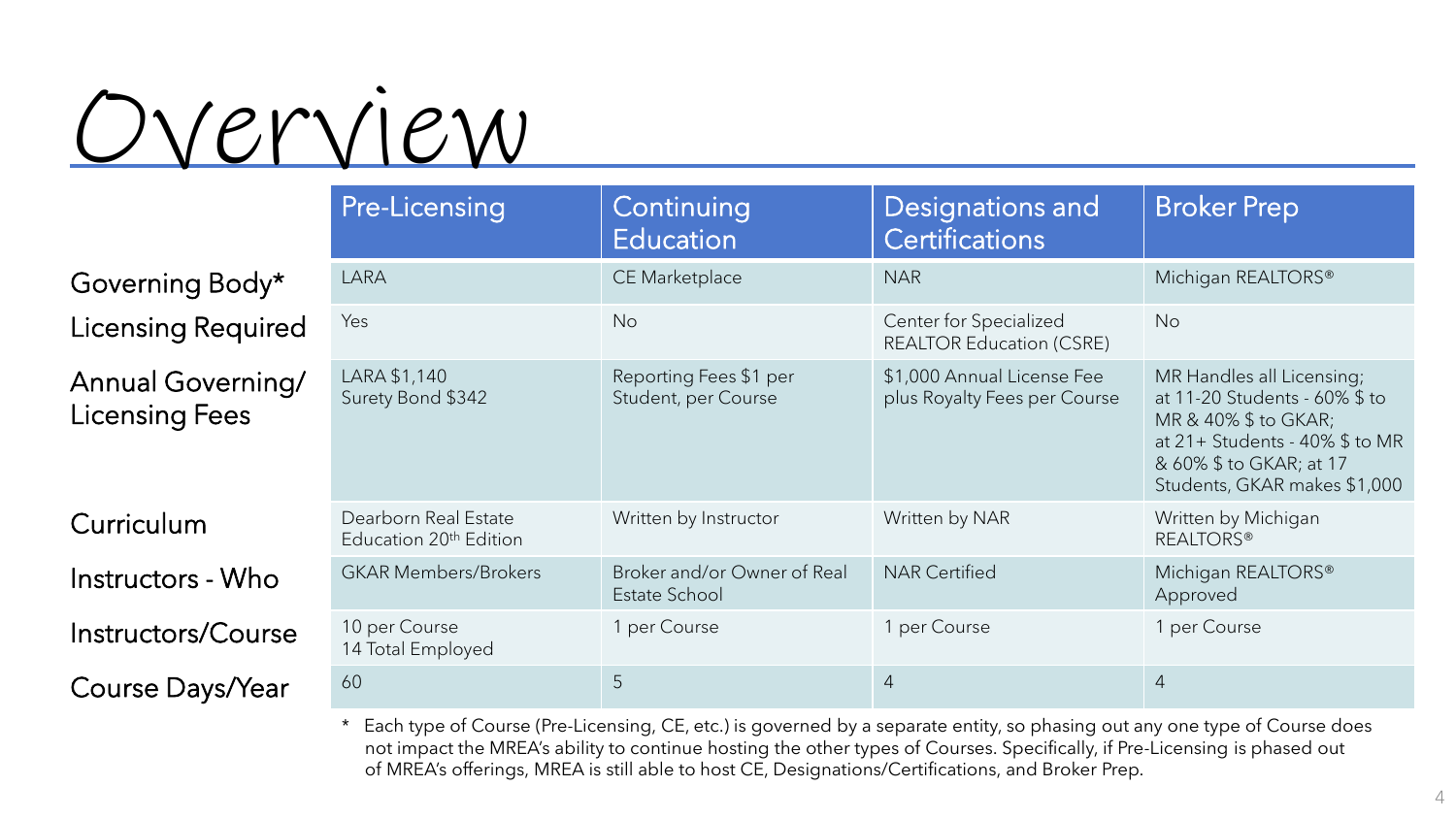# Overview

| | Pre-Licensing | Continuing Education | Designations and Certifications | Broker Prep |
|---|---|---|---|---|
| Governing Body* | LARA | CE Marketplace | NAR | Michigan REALTORS® |
| Licensing Required | Yes | No | Center for Specialized REALTOR Education (CSRE) | No |
| Annual Governing/ Licensing Fees | LARA $1,140<br>Surety Bond $342 | Reporting Fees $1 per Student, per Course | $1,000 Annual License Fee plus Royalty Fees per Course | MR Handles all Licensing; at 11-20 Students - 60% $ to MR & 40% $ to GKAR; at 21+ Students - 40% $ to MR & 60% $ to GKAR; at 17 Students, GKAR makes $1,000 |
| Curriculum | Dearborn Real Estate Education 20th Edition | Written by Instructor | Written by NAR | Written by Michigan REALTORS® |
| Instructors - Who | GKAR Members/Brokers | Broker and/or Owner of Real Estate School | NAR Certified | Michigan REALTORS® Approved |
| Instructors/Course | 10 per Course<br>14 Total Employed | 1 per Course | 1 per Course | 1 per Course |
| Course Days/Year | 60 | 5 | 4 | 4 |

\* Each type of Course (Pre-Licensing, CE, etc.) is governed by a separate entity, so phasing out any one type of Course does not impact the MREA's ability to continue hosting the other types of Courses. Specifically, if Pre-Licensing is phased out of MREA's offerings, MREA is still able to host CE, Designations/Certifications, and Broker Prep.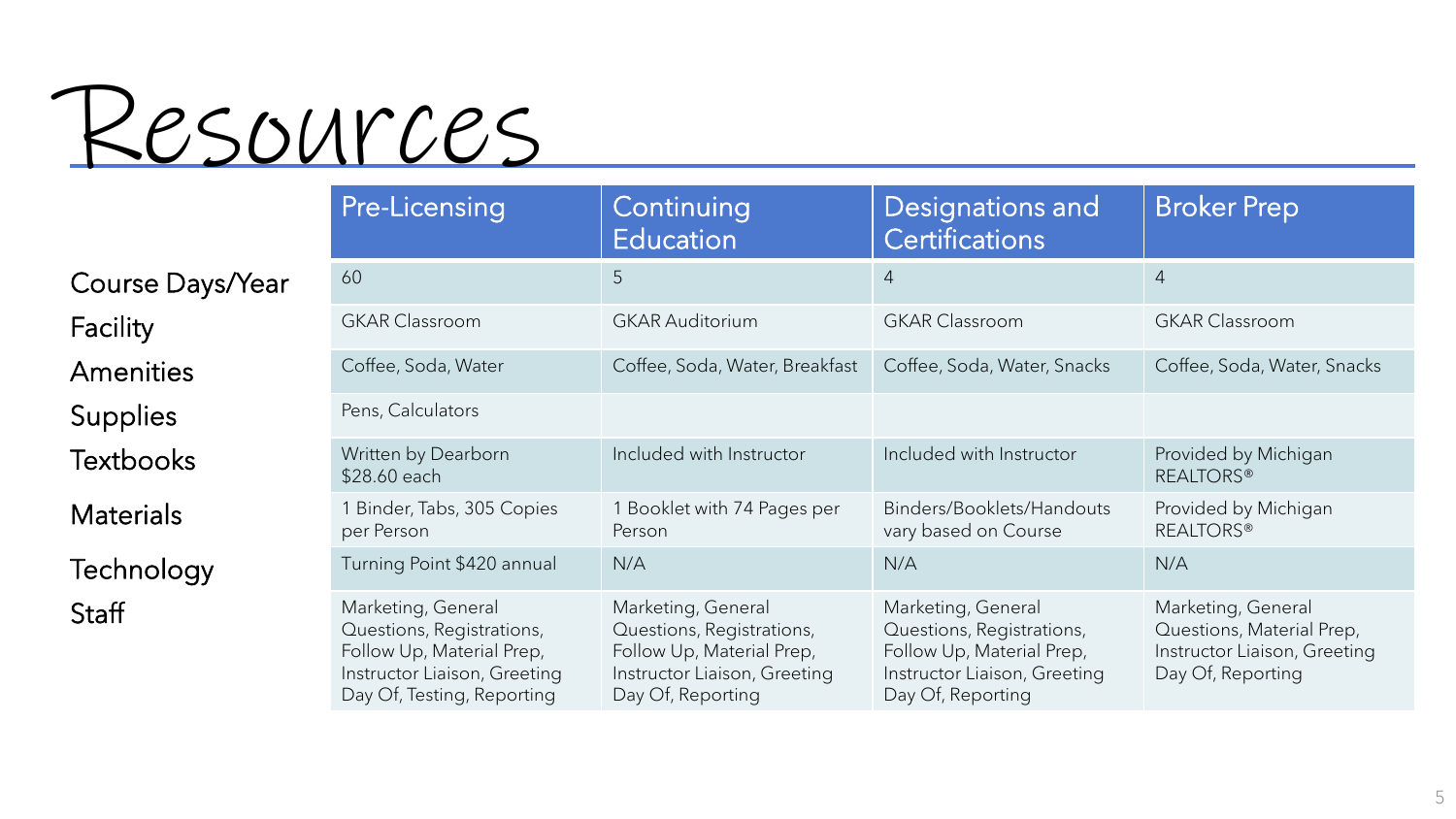# Resources

| | Pre-Licensing | Continuing Education | Designations and Certifications | Broker Prep |
|---|---|---|---|---|
| Course Days/Year | 60 | 5 | 4 | 4 |
| Facility | GKAR Classroom | GKAR Auditorium | GKAR Classroom | GKAR Classroom |
| Amenities | Coffee, Soda, Water | Coffee, Soda, Water, Breakfast | Coffee, Soda, Water, Snacks | Coffee, Soda, Water, Snacks |
| Supplies | Pens, Calculators | | | |
| Textbooks | Written by Dearborn $28.60 each | Included with Instructor | Included with Instructor | Provided by Michigan REALTORS® |
| Materials | 1 Binder, Tabs, 305 Copies per Person | 1 Booklet with 74 Pages per Person | Binders/Booklets/Handouts vary based on Course | Provided by Michigan REALTORS® |
| Technology | Turning Point $420 annual | N/A | N/A | N/A |
| Staff | Marketing, General Questions, Registrations, Follow Up, Material Prep, Instructor Liaison, Greeting Day Of, Testing, Reporting | Marketing, General Questions, Registrations, Follow Up, Material Prep, Instructor Liaison, Greeting Day Of, Reporting | Marketing, General Questions, Registrations, Follow Up, Material Prep, Instructor Liaison, Greeting Day Of, Reporting | Marketing, General Questions, Material Prep, Instructor Liaison, Greeting Day Of, Reporting |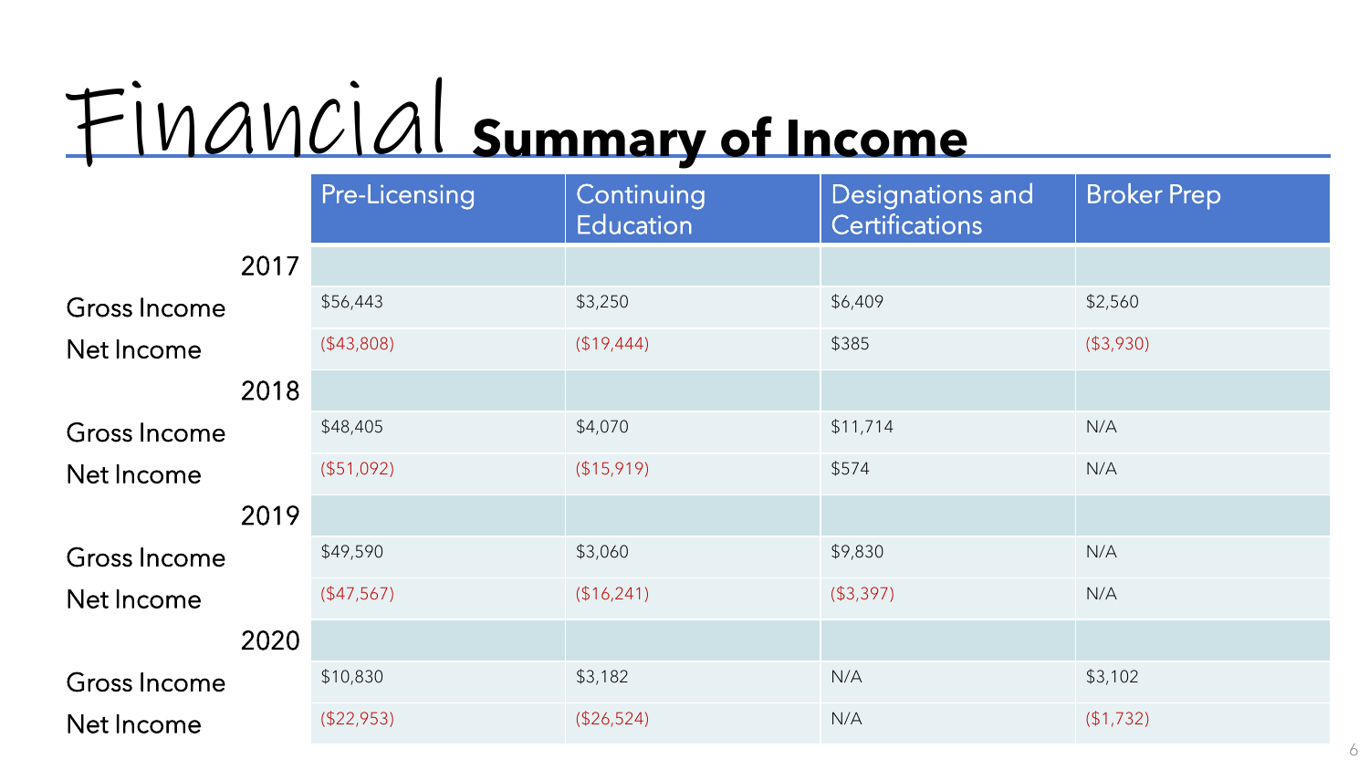# Financial Summary of Income

| | Pre-Licensing | Continuing Education | Designations and Certifications | Broker Prep |
|---|---|---|---|---|
| **2017** | | | | |
| Gross Income | $56,443 | $3,250 | $6,409 | $2,560 |
| Net Income | ($43,808) | ($19,444) | $385 | ($3,930) |
| **2018** | | | | |
| Gross Income | $48,405 | $4,070 | $11,714 | N/A |
| Net Income | ($51,092) | ($15,919) | $574 | N/A |
| **2019** | | | | |
| Gross Income | $49,590 | $3,060 | $9,830 | N/A |
| Net Income | ($47,567) | ($16,241) | ($3,397) | N/A |
| **2020** | | | | |
| Gross Income | $10,830 | $3,182 | N/A | $3,102 |
| Net Income | ($22,953) | ($26,524) | N/A | ($1,732) |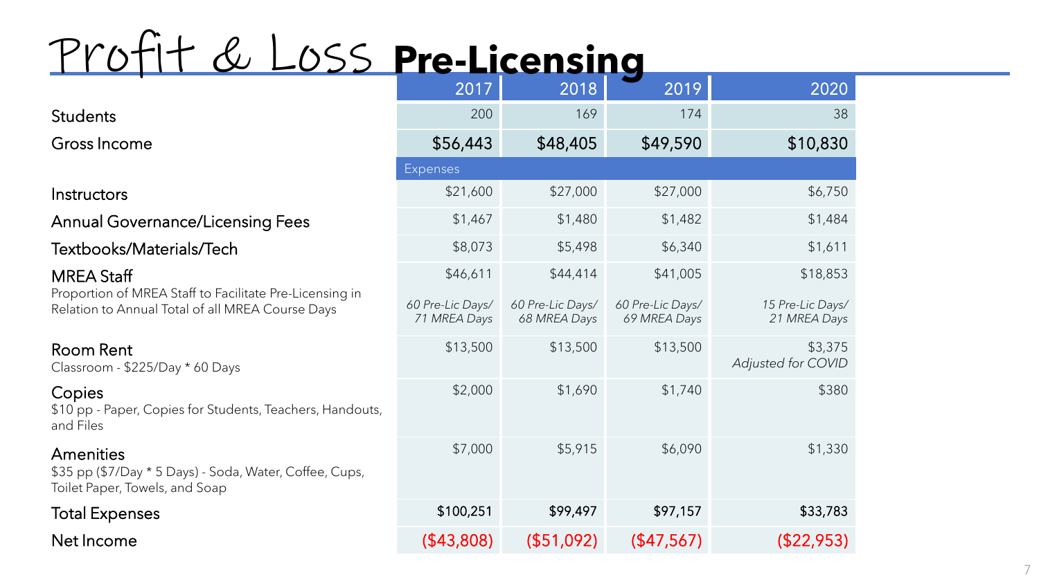# Profit & Loss **Pre-Licensing**

| | 2017 | 2018 | 2019 | 2020 |
|---|---|---|---|---|
| Students | 200 | 169 | 174 | 38 |
| Gross Income | $56,443 | $48,405 | $49,590 | $10,830 |
| | Expenses | | | |
| Instructors | $21,600 | $27,000 | $27,000 | $6,750 |
| Annual Governance/Licensing Fees | $1,467 | $1,480 | $1,482 | $1,484 |
| Textbooks/Materials/Tech | $8,073 | $5,498 | $6,340 | $1,611 |
| MREA Staff<br>Proportion of MREA Staff to Facilitate Pre-Licensing in Relation to Annual Total of all MREA Course Days | $46,611<br>*60 Pre-Lic Days/ 71 MREA Days* | $44,414<br>*60 Pre-Lic Days/ 68 MREA Days* | $41,005<br>*60 Pre-Lic Days/ 69 MREA Days* | $18,853<br>*15 Pre-Lic Days/ 21 MREA Days* |
| Room Rent<br>Classroom - $225/Day * 60 Days | $13,500 | $13,500 | $13,500 | $3,375<br>*Adjusted for COVID* |
| Copies<br>$10 pp - Paper, Copies for Students, Teachers, Handouts, and Files | $2,000 | $1,690 | $1,740 | $380 |
| Amenities<br>$35 pp ($7/Day * 5 Days) - Soda, Water, Coffee, Cups, Toilet Paper, Towels, and Soap | $7,000 | $5,915 | $6,090 | $1,330 |
| Total Expenses | $100,251 | $99,497 | $97,157 | $33,783 |
| Net Income | ($43,808) | ($51,092) | ($47,567) | ($22,953) |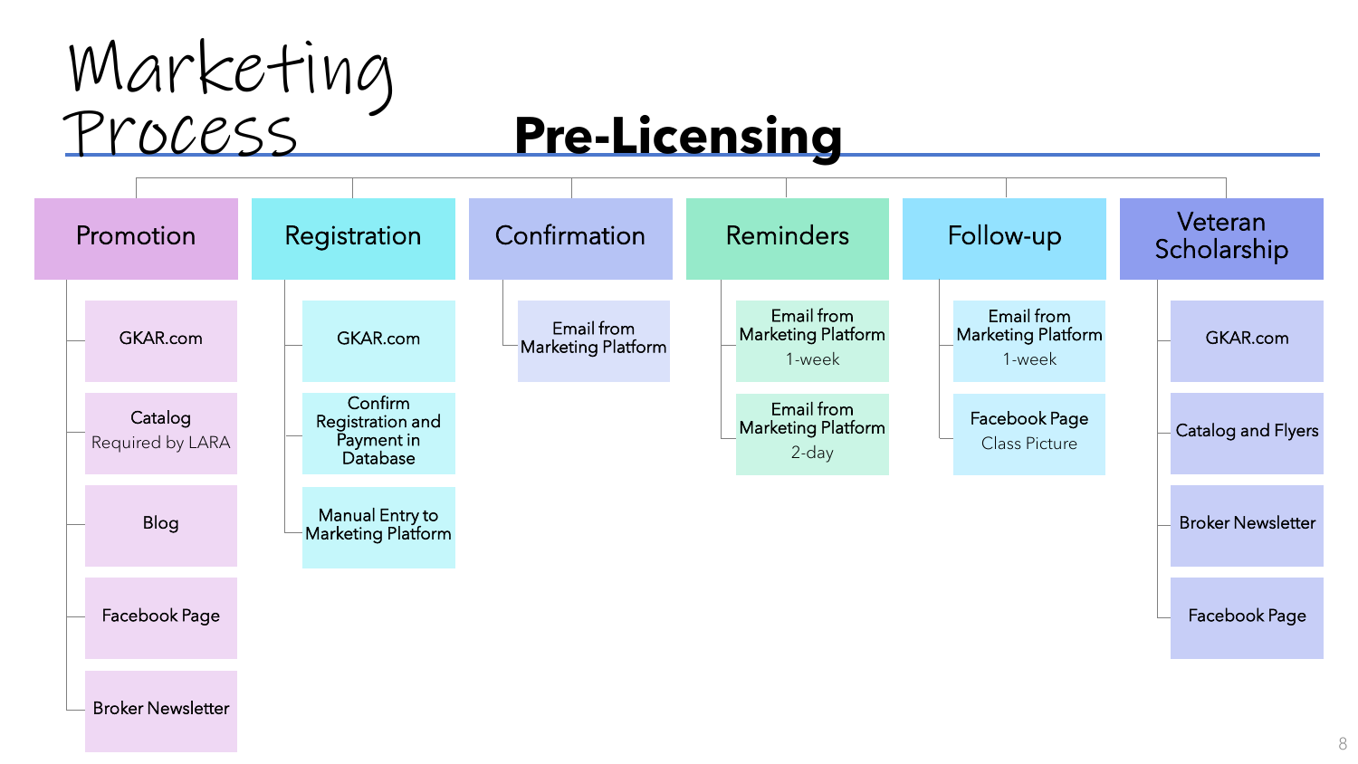# Marketing Process

## Pre-Licensing

### Promotion
- GKAR.com
- Catalog
  Required by LARA
- Blog
- Facebook Page
- Broker Newsletter

### Registration
- GKAR.com
- Confirm Registration and Payment in Database
- Manual Entry to Marketing Platform

### Confirmation
- Email from Marketing Platform

### Reminders
- Email from Marketing Platform
  1-week
- Email from Marketing Platform
  2-day

### Follow-up
- Email from Marketing Platform
  1-week
- Facebook Page
  Class Picture

### Veteran Scholarship
- GKAR.com
- Catalog and Flyers
- Broker Newsletter
- Facebook Page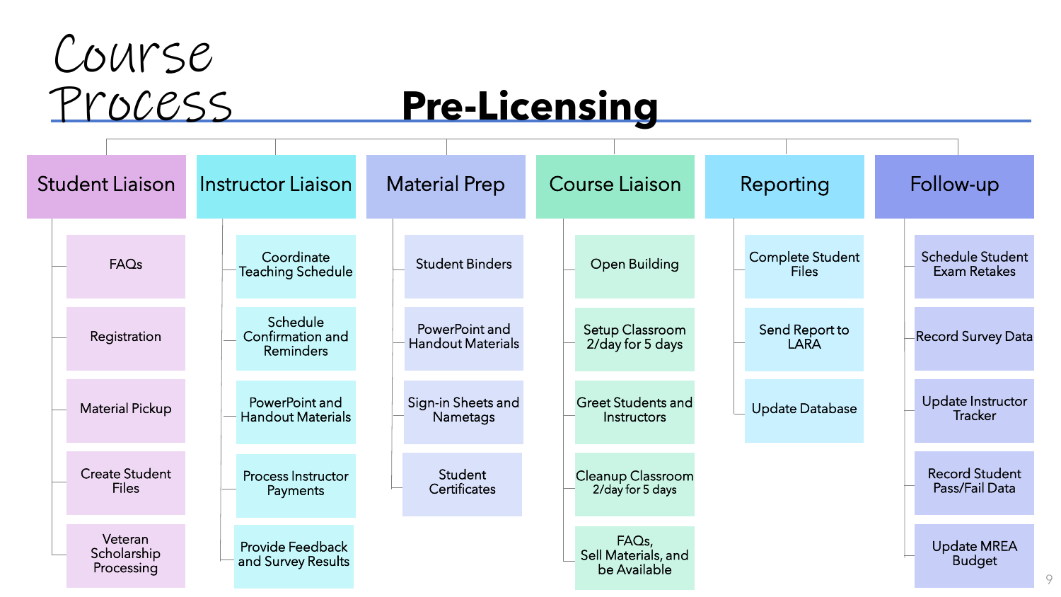# Course Process

## Pre-Licensing

### Student Liaison
- FAQs
- Registration
- Material Pickup
- Create Student Files
- Veteran Scholarship Processing

### Instructor Liaison
- Coordinate Teaching Schedule
- Schedule Confirmation and Reminders
- PowerPoint and Handout Materials
- Process Instructor Payments
- Provide Feedback and Survey Results

### Material Prep
- Student Binders
- PowerPoint and Handout Materials
- Sign-in Sheets and Nametags
- Student Certificates

### Course Liaison
- Open Building
- Setup Classroom 2/day for 5 days
- Greet Students and Instructors
- Cleanup Classroom 2/day for 5 days
- FAQs, Sell Materials, and be Available

### Reporting
- Complete Student Files
- Send Report to LARA
- Update Database

### Follow-up
- Schedule Student Exam Retakes
- Record Survey Data
- Update Instructor Tracker
- Record Student Pass/Fail Data
- Update MREA Budget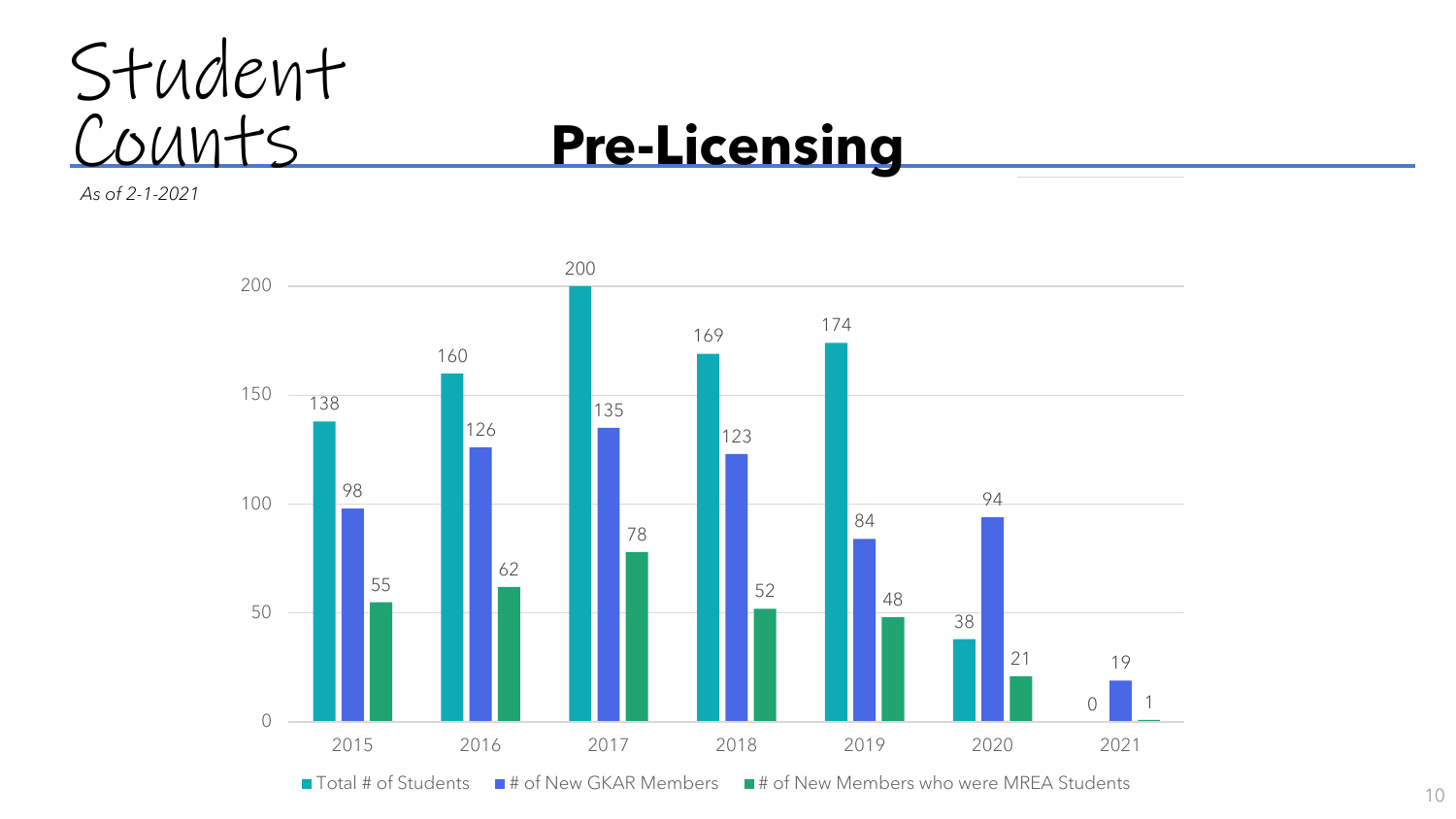# Student Counts

*As of 2-1-2021*

## Pre-Licensing

| Year | Total # of Students | # of New GKAR Members | # of New Members who were MREA Students |
|---|---|---|---|
| 2015 | 138 | 98 | 55 |
| 2016 | 160 | 126 | 62 |
| 2017 | 200 | 135 | 78 |
| 2018 | 169 | 123 | 52 |
| 2019 | 174 | 84 | 48 |
| 2020 | 38 | 94 | 21 |
| 2021 | 0 | 19 | 1 |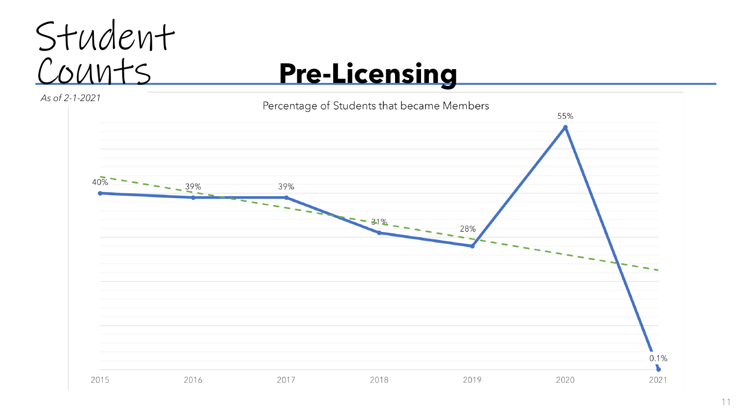# Student Counts

## Pre-Licensing

*As of 2-1-2021*

Percentage of Students that became Members

40%
39%
39%
31%
28%
55%
0.1%

2015
2016
2017
2018
2019
2020
2021